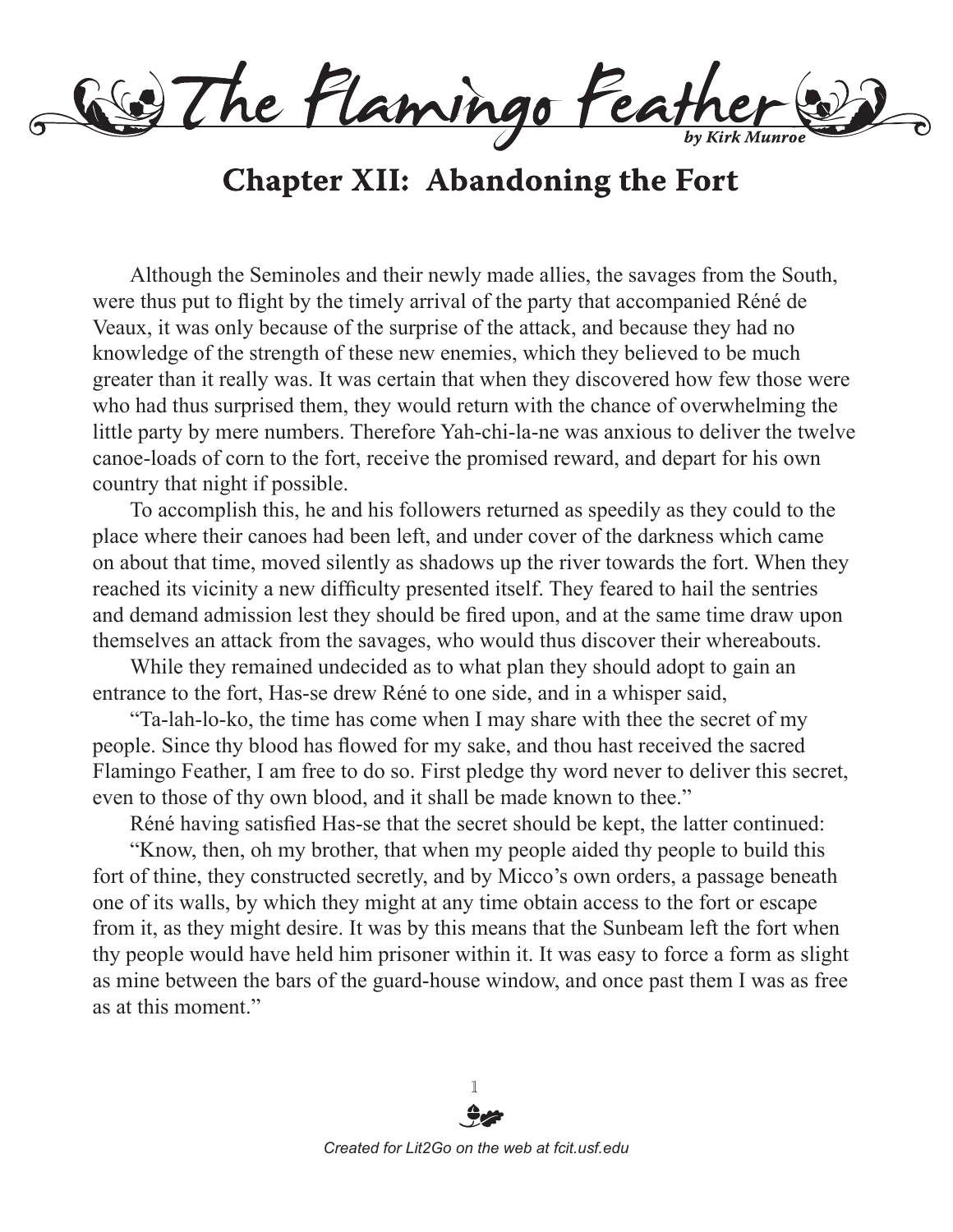# The Flamingo Feather

*by Kirk Munroe*

## Chapter XII: Abandoning the Fort

Although the Seminoles and their newly made allies, the savages from the South, were thus put to flight by the timely arrival of the party that accompanied Réné de Veaux, it was only because of the surprise of the attack, and because they had no knowledge of the strength of these new enemies, which they believed to be much greater than it really was. It was certain that when they discovered how few those were who had thus surprised them, they would return with the chance of overwhelming the little party by mere numbers. Therefore Yah-chi-la-ne was anxious to deliver the twelve canoe-loads of corn to the fort, receive the promised reward, and depart for his own country that night if possible.

To accomplish this, he and his followers returned as speedily as they could to the place where their canoes had been left, and under cover of the darkness which came on about that time, moved silently as shadows up the river towards the fort. When they reached its vicinity a new difficulty presented itself. They feared to hail the sentries and demand admission lest they should be fired upon, and at the same time draw upon themselves an attack from the savages, who would thus discover their whereabouts.

While they remained undecided as to what plan they should adopt to gain an entrance to the fort, Has-se drew Réné to one side, and in a whisper said,

"Ta-lah-lo-ko, the time has come when I may share with thee the secret of my people. Since thy blood has flowed for my sake, and thou hast received the sacred Flamingo Feather, I am free to do so. First pledge thy word never to deliver this secret, even to those of thy own blood, and it shall be made known to thee."

Réné having satisfied Has-se that the secret should be kept, the latter continued:

"Know, then, oh my brother, that when my people aided thy people to build this fort of thine, they constructed secretly, and by Micco's own orders, a passage beneath one of its walls, by which they might at any time obtain access to the fort or escape from it, as they might desire. It was by this means that the Sunbeam left the fort when thy people would have held him prisoner within it. It was easy to force a form as slight as mine between the bars of the guard-house window, and once past them I was as free as at this moment."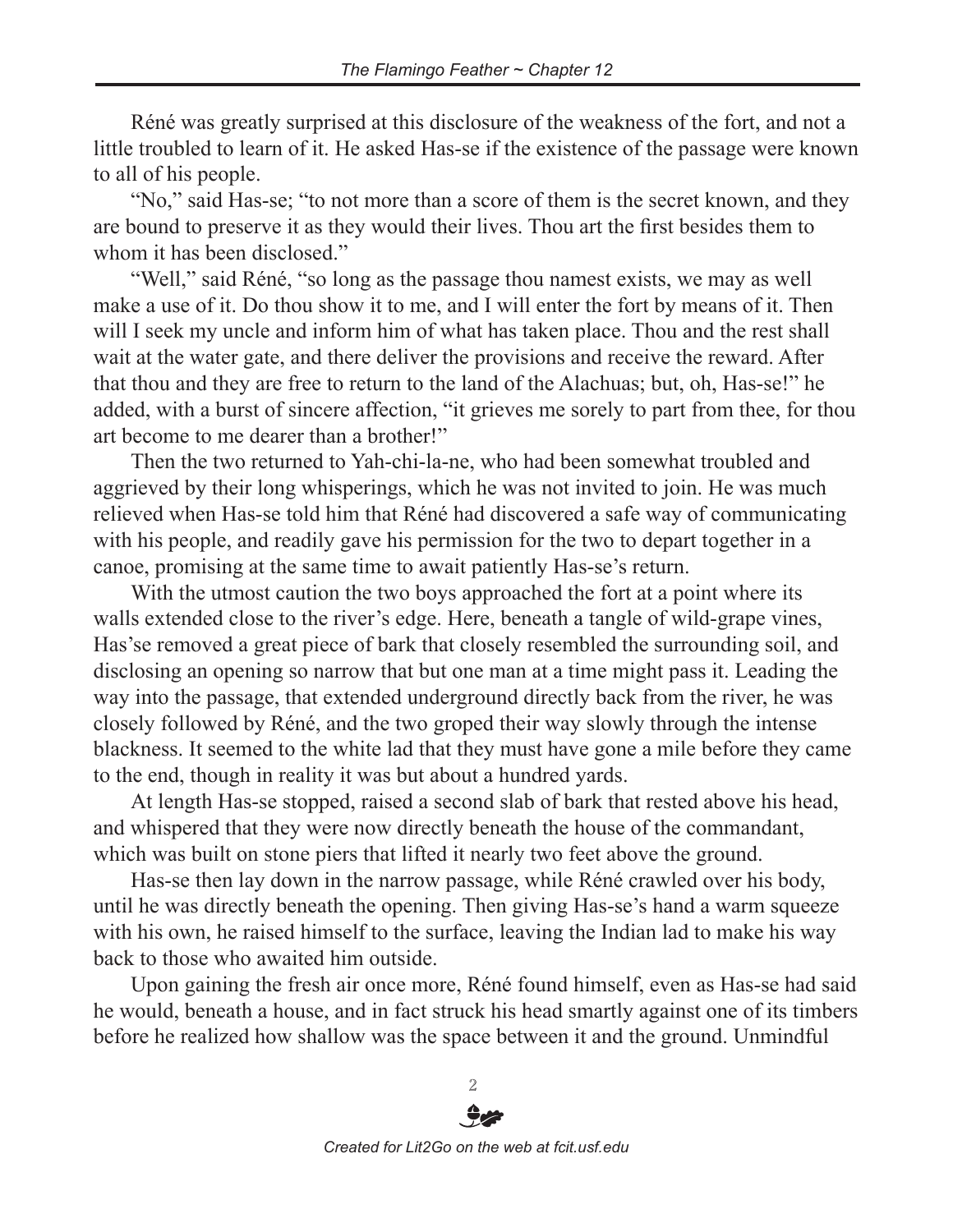Réné was greatly surprised at this disclosure of the weakness of the fort, and not a little troubled to learn of it. He asked Has-se if the existence of the passage were known to all of his people.

"No," said Has-se; "to not more than a score of them is the secret known, and they are bound to preserve it as they would their lives. Thou art the first besides them to whom it has been disclosed."

"Well," said Réné, "so long as the passage thou namest exists, we may as well make a use of it. Do thou show it to me, and I will enter the fort by means of it. Then will I seek my uncle and inform him of what has taken place. Thou and the rest shall wait at the water gate, and there deliver the provisions and receive the reward. After that thou and they are free to return to the land of the Alachuas; but, oh, Has-se!" he added, with a burst of sincere affection, "it grieves me sorely to part from thee, for thou art become to me dearer than a brother!"

Then the two returned to Yah-chi-la-ne, who had been somewhat troubled and aggrieved by their long whisperings, which he was not invited to join. He was much relieved when Has-se told him that Réné had discovered a safe way of communicating with his people, and readily gave his permission for the two to depart together in a canoe, promising at the same time to await patiently Has-se's return.

With the utmost caution the two boys approached the fort at a point where its walls extended close to the river's edge. Here, beneath a tangle of wild-grape vines, Has'se removed a great piece of bark that closely resembled the surrounding soil, and disclosing an opening so narrow that but one man at a time might pass it. Leading the way into the passage, that extended underground directly back from the river, he was closely followed by Réné, and the two groped their way slowly through the intense blackness. It seemed to the white lad that they must have gone a mile before they came to the end, though in reality it was but about a hundred yards.

At length Has-se stopped, raised a second slab of bark that rested above his head, and whispered that they were now directly beneath the house of the commandant, which was built on stone piers that lifted it nearly two feet above the ground.

Has-se then lay down in the narrow passage, while Réné crawled over his body, until he was directly beneath the opening. Then giving Has-se's hand a warm squeeze with his own, he raised himself to the surface, leaving the Indian lad to make his way back to those who awaited him outside.

Upon gaining the fresh air once more, Réné found himself, even as Has-se had said he would, beneath a house, and in fact struck his head smartly against one of its timbers before he realized how shallow was the space between it and the ground. Unmindful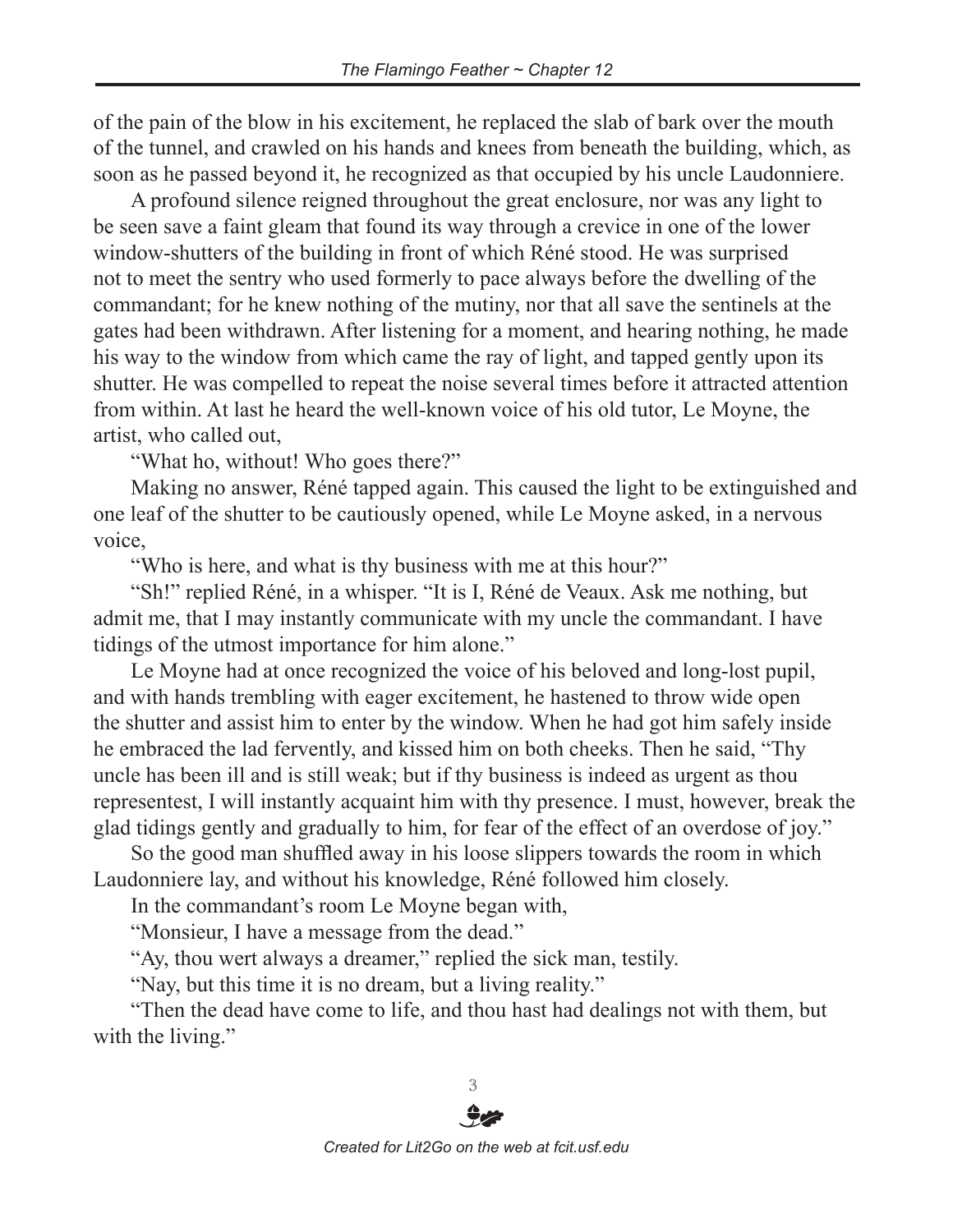of the pain of the blow in his excitement, he replaced the slab of bark over the mouth of the tunnel, and crawled on his hands and knees from beneath the building, which, as soon as he passed beyond it, he recognized as that occupied by his uncle Laudonniere.

A profound silence reigned throughout the great enclosure, nor was any light to be seen save a faint gleam that found its way through a crevice in one of the lower window-shutters of the building in front of which Réné stood. He was surprised not to meet the sentry who used formerly to pace always before the dwelling of the commandant; for he knew nothing of the mutiny, nor that all save the sentinels at the gates had been withdrawn. After listening for a moment, and hearing nothing, he made his way to the window from which came the ray of light, and tapped gently upon its shutter. He was compelled to repeat the noise several times before it attracted attention from within. At last he heard the well-known voice of his old tutor, Le Moyne, the artist, who called out,

"What ho, without! Who goes there?"

Making no answer, Réné tapped again. This caused the light to be extinguished and one leaf of the shutter to be cautiously opened, while Le Moyne asked, in a nervous voice,

"Who is here, and what is thy business with me at this hour?"

"Sh!" replied Réné, in a whisper. "It is I, Réné de Veaux. Ask me nothing, but admit me, that I may instantly communicate with my uncle the commandant. I have tidings of the utmost importance for him alone."

Le Moyne had at once recognized the voice of his beloved and long-lost pupil, and with hands trembling with eager excitement, he hastened to throw wide open the shutter and assist him to enter by the window. When he had got him safely inside he embraced the lad fervently, and kissed him on both cheeks. Then he said, "Thy uncle has been ill and is still weak; but if thy business is indeed as urgent as thou representest, I will instantly acquaint him with thy presence. I must, however, break the glad tidings gently and gradually to him, for fear of the effect of an overdose of joy."

So the good man shuffled away in his loose slippers towards the room in which Laudonniere lay, and without his knowledge, Réné followed him closely.

In the commandant's room Le Moyne began with,

"Monsieur, I have a message from the dead."

"Ay, thou wert always a dreamer," replied the sick man, testily.

"Nay, but this time it is no dream, but a living reality."

"Then the dead have come to life, and thou hast had dealings not with them, but with the living."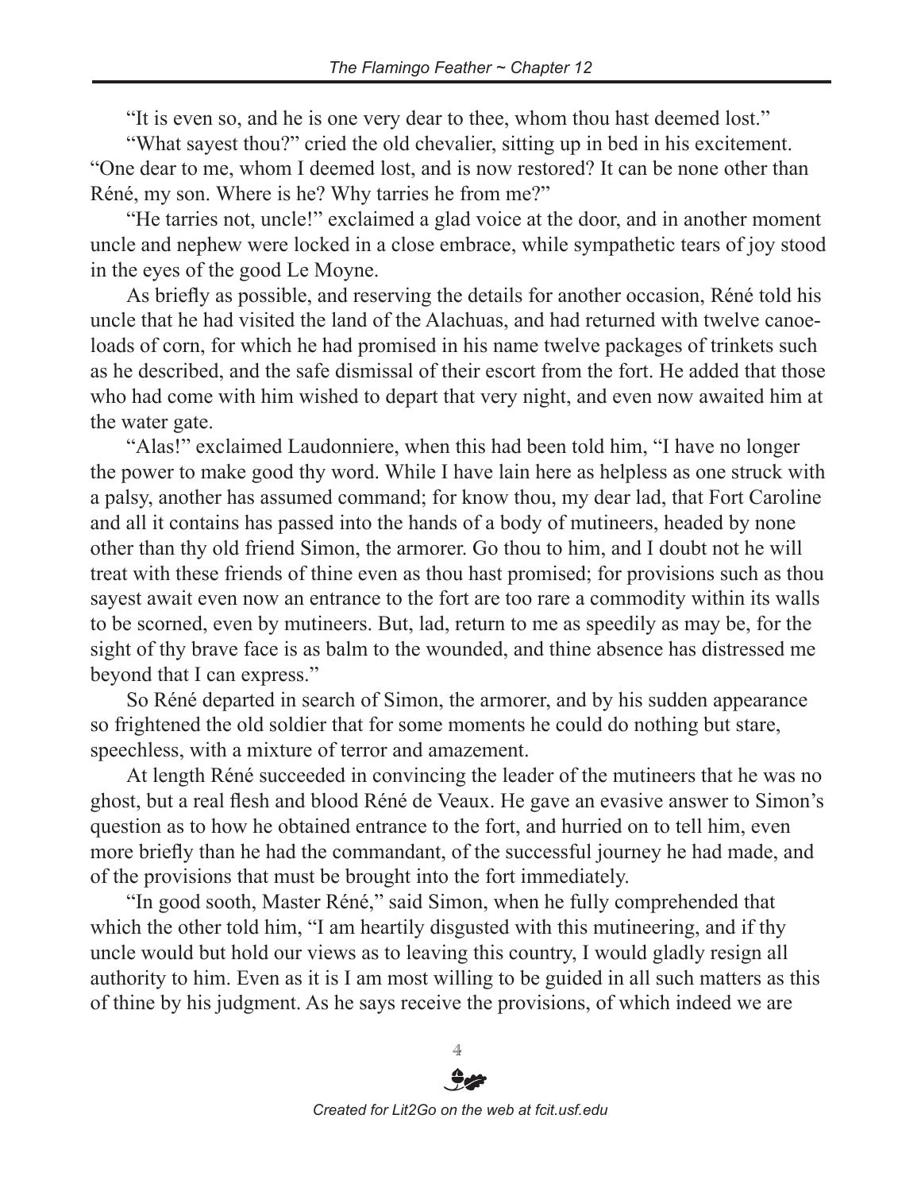"It is even so, and he is one very dear to thee, whom thou hast deemed lost."

"What sayest thou?" cried the old chevalier, sitting up in bed in his excitement. "One dear to me, whom I deemed lost, and is now restored? It can be none other than Réné, my son. Where is he? Why tarries he from me?"

"He tarries not, uncle!" exclaimed a glad voice at the door, and in another moment uncle and nephew were locked in a close embrace, while sympathetic tears of joy stood in the eyes of the good Le Moyne.

As briefly as possible, and reserving the details for another occasion, Réné told his uncle that he had visited the land of the Alachuas, and had returned with twelve canoe-loads of corn, for which he had promised in his name twelve packages of trinkets such as he described, and the safe dismissal of their escort from the fort. He added that those who had come with him wished to depart that very night, and even now awaited him at the water gate.

"Alas!" exclaimed Laudonniere, when this had been told him, "I have no longer the power to make good thy word. While I have lain here as helpless as one struck with a palsy, another has assumed command; for know thou, my dear lad, that Fort Caroline and all it contains has passed into the hands of a body of mutineers, headed by none other than thy old friend Simon, the armorer. Go thou to him, and I doubt not he will treat with these friends of thine even as thou hast promised; for provisions such as thou sayest await even now an entrance to the fort are too rare a commodity within its walls to be scorned, even by mutineers. But, lad, return to me as speedily as may be, for the sight of thy brave face is as balm to the wounded, and thine absence has distressed me beyond that I can express."

So Réné departed in search of Simon, the armorer, and by his sudden appearance so frightened the old soldier that for some moments he could do nothing but stare, speechless, with a mixture of terror and amazement.

At length Réné succeeded in convincing the leader of the mutineers that he was no ghost, but a real flesh and blood Réné de Veaux. He gave an evasive answer to Simon's question as to how he obtained entrance to the fort, and hurried on to tell him, even more briefly than he had the commandant, of the successful journey he had made, and of the provisions that must be brought into the fort immediately.

"In good sooth, Master Réné," said Simon, when he fully comprehended that which the other told him, "I am heartily disgusted with this mutineering, and if thy uncle would but hold our views as to leaving this country, I would gladly resign all authority to him. Even as it is I am most willing to be guided in all such matters as this of thine by his judgment. As he says receive the provisions, of which indeed we are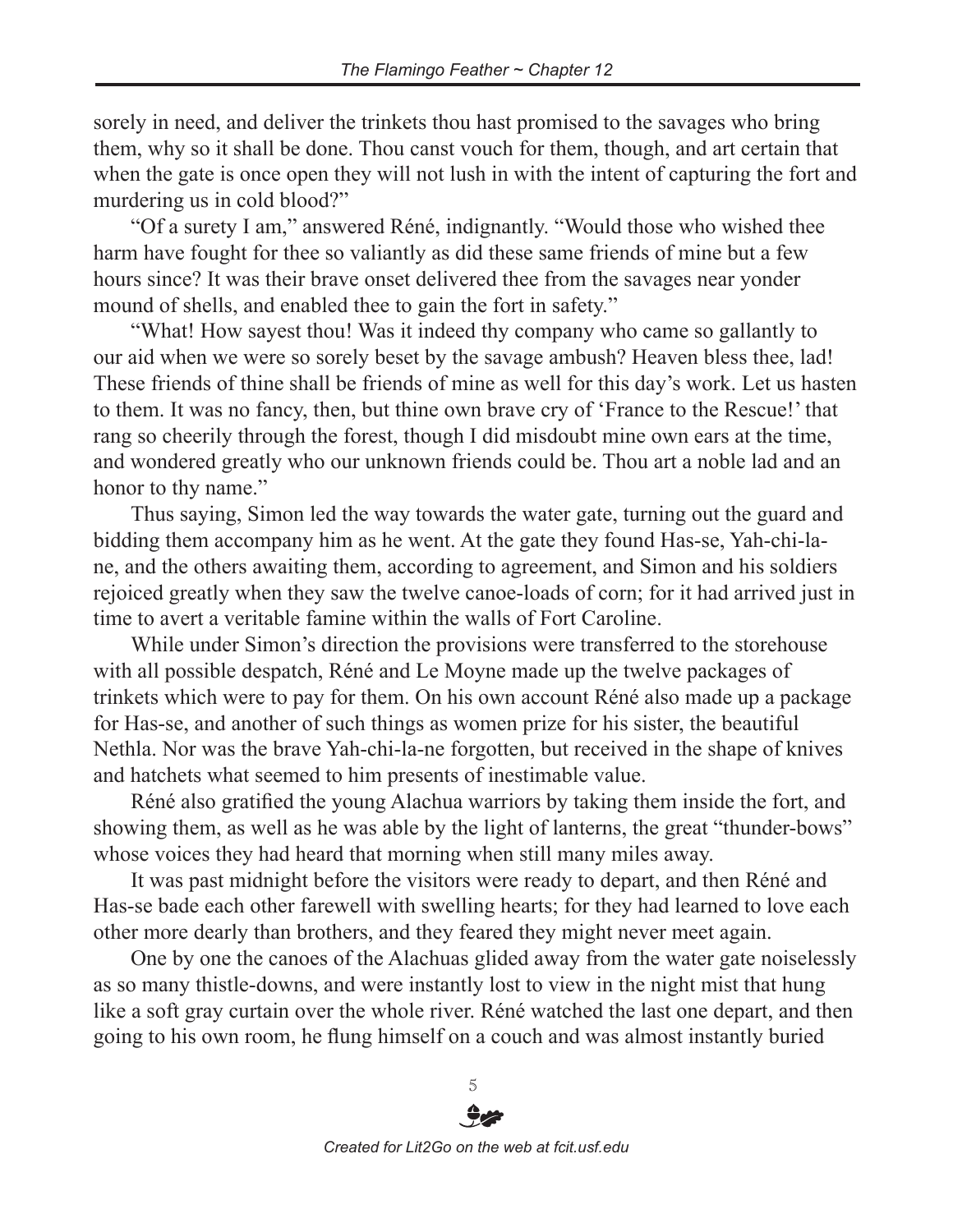sorely in need, and deliver the trinkets thou hast promised to the savages who bring them, why so it shall be done. Thou canst vouch for them, though, and art certain that when the gate is once open they will not lush in with the intent of capturing the fort and murdering us in cold blood?"

"Of a surety I am," answered Réné, indignantly. "Would those who wished thee harm have fought for thee so valiantly as did these same friends of mine but a few hours since? It was their brave onset delivered thee from the savages near yonder mound of shells, and enabled thee to gain the fort in safety."

"What! How sayest thou! Was it indeed thy company who came so gallantly to our aid when we were so sorely beset by the savage ambush? Heaven bless thee, lad! These friends of thine shall be friends of mine as well for this day's work. Let us hasten to them. It was no fancy, then, but thine own brave cry of 'France to the Rescue!' that rang so cheerily through the forest, though I did misdoubt mine own ears at the time, and wondered greatly who our unknown friends could be. Thou art a noble lad and an honor to thy name."

Thus saying, Simon led the way towards the water gate, turning out the guard and bidding them accompany him as he went. At the gate they found Has-se, Yah-chi-la-ne, and the others awaiting them, according to agreement, and Simon and his soldiers rejoiced greatly when they saw the twelve canoe-loads of corn; for it had arrived just in time to avert a veritable famine within the walls of Fort Caroline.

While under Simon's direction the provisions were transferred to the storehouse with all possible despatch, Réné and Le Moyne made up the twelve packages of trinkets which were to pay for them. On his own account Réné also made up a package for Has-se, and another of such things as women prize for his sister, the beautiful Nethla. Nor was the brave Yah-chi-la-ne forgotten, but received in the shape of knives and hatchets what seemed to him presents of inestimable value.

Réné also gratified the young Alachua warriors by taking them inside the fort, and showing them, as well as he was able by the light of lanterns, the great "thunder-bows" whose voices they had heard that morning when still many miles away.

It was past midnight before the visitors were ready to depart, and then Réné and Has-se bade each other farewell with swelling hearts; for they had learned to love each other more dearly than brothers, and they feared they might never meet again.

One by one the canoes of the Alachuas glided away from the water gate noiselessly as so many thistle-downs, and were instantly lost to view in the night mist that hung like a soft gray curtain over the whole river. Réné watched the last one depart, and then going to his own room, he flung himself on a couch and was almost instantly buried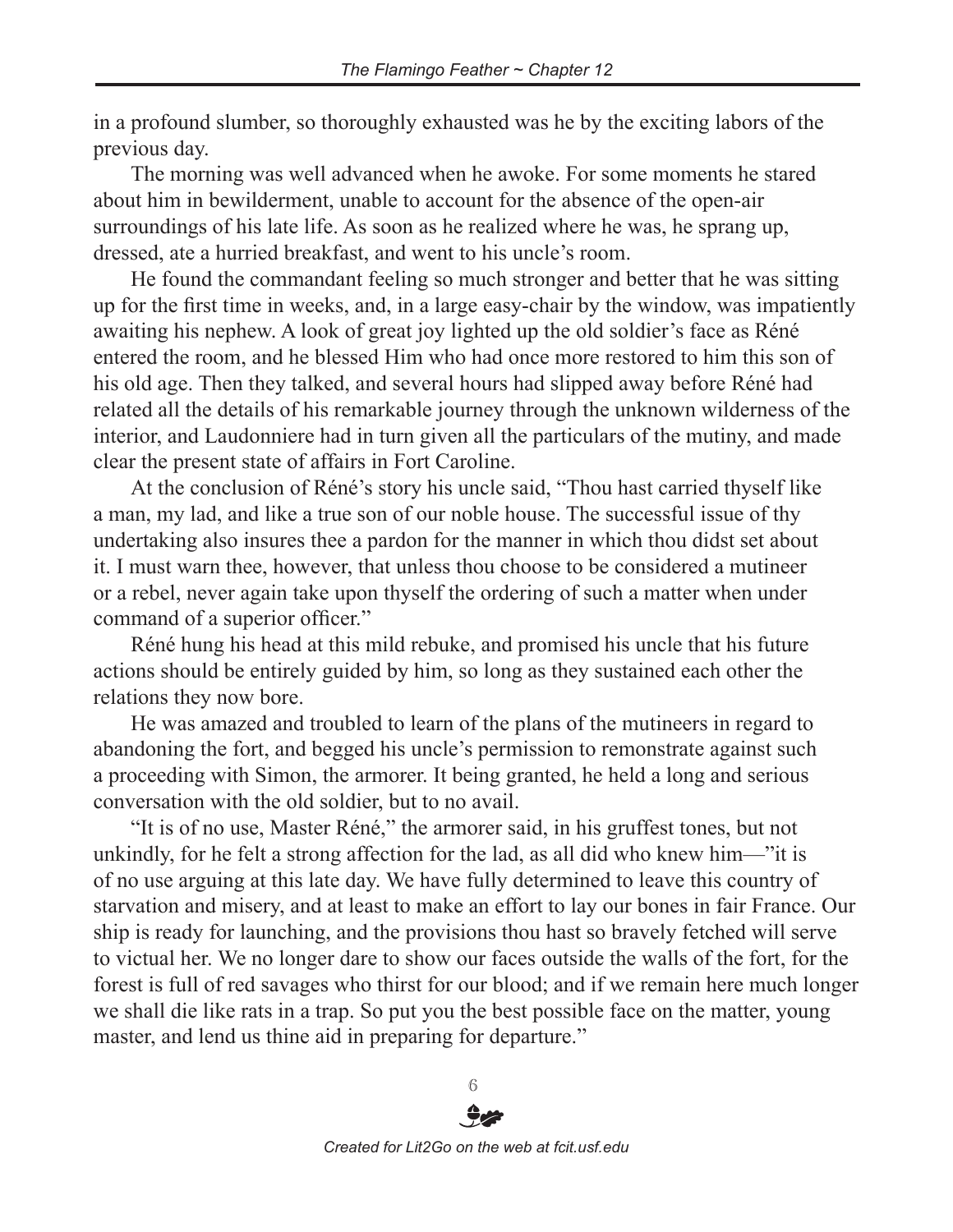in a profound slumber, so thoroughly exhausted was he by the exciting labors of the previous day.

The morning was well advanced when he awoke. For some moments he stared about him in bewilderment, unable to account for the absence of the open-air surroundings of his late life. As soon as he realized where he was, he sprang up, dressed, ate a hurried breakfast, and went to his uncle's room.

He found the commandant feeling so much stronger and better that he was sitting up for the first time in weeks, and, in a large easy-chair by the window, was impatiently awaiting his nephew. A look of great joy lighted up the old soldier's face as Réné entered the room, and he blessed Him who had once more restored to him this son of his old age. Then they talked, and several hours had slipped away before Réné had related all the details of his remarkable journey through the unknown wilderness of the interior, and Laudonniere had in turn given all the particulars of the mutiny, and made clear the present state of affairs in Fort Caroline.

At the conclusion of Réné's story his uncle said, "Thou hast carried thyself like a man, my lad, and like a true son of our noble house. The successful issue of thy undertaking also insures thee a pardon for the manner in which thou didst set about it. I must warn thee, however, that unless thou choose to be considered a mutineer or a rebel, never again take upon thyself the ordering of such a matter when under command of a superior officer."

Réné hung his head at this mild rebuke, and promised his uncle that his future actions should be entirely guided by him, so long as they sustained each other the relations they now bore.

He was amazed and troubled to learn of the plans of the mutineers in regard to abandoning the fort, and begged his uncle's permission to remonstrate against such a proceeding with Simon, the armorer. It being granted, he held a long and serious conversation with the old soldier, but to no avail.

"It is of no use, Master Réné," the armorer said, in his gruffest tones, but not unkindly, for he felt a strong affection for the lad, as all did who knew him—"it is of no use arguing at this late day. We have fully determined to leave this country of starvation and misery, and at least to make an effort to lay our bones in fair France. Our ship is ready for launching, and the provisions thou hast so bravely fetched will serve to victual her. We no longer dare to show our faces outside the walls of the fort, for the forest is full of red savages who thirst for our blood; and if we remain here much longer we shall die like rats in a trap. So put you the best possible face on the matter, young master, and lend us thine aid in preparing for departure."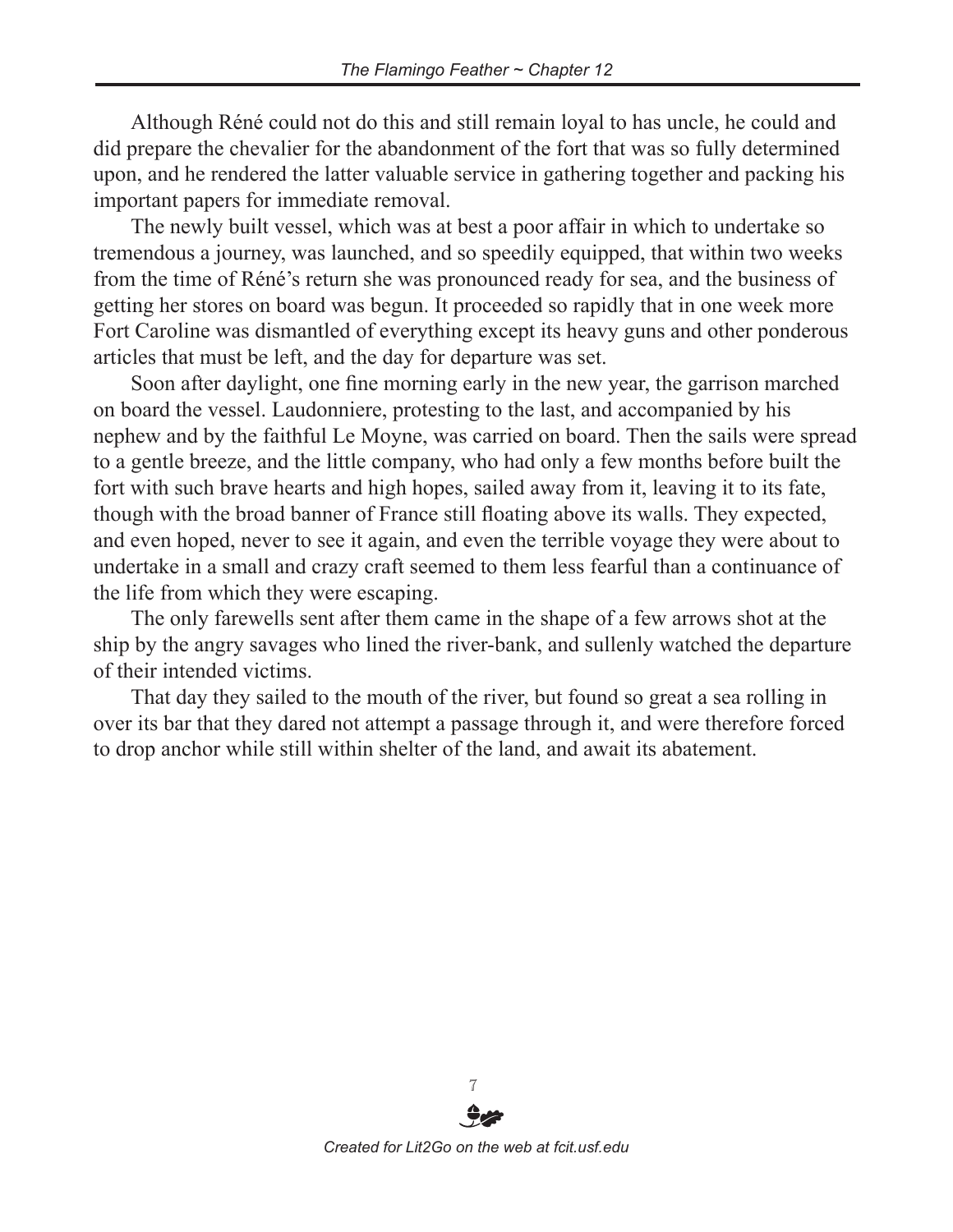Although Réné could not do this and still remain loyal to has uncle, he could and did prepare the chevalier for the abandonment of the fort that was so fully determined upon, and he rendered the latter valuable service in gathering together and packing his important papers for immediate removal.

The newly built vessel, which was at best a poor affair in which to undertake so tremendous a journey, was launched, and so speedily equipped, that within two weeks from the time of Réné's return she was pronounced ready for sea, and the business of getting her stores on board was begun. It proceeded so rapidly that in one week more Fort Caroline was dismantled of everything except its heavy guns and other ponderous articles that must be left, and the day for departure was set.

Soon after daylight, one fine morning early in the new year, the garrison marched on board the vessel. Laudonniere, protesting to the last, and accompanied by his nephew and by the faithful Le Moyne, was carried on board. Then the sails were spread to a gentle breeze, and the little company, who had only a few months before built the fort with such brave hearts and high hopes, sailed away from it, leaving it to its fate, though with the broad banner of France still floating above its walls. They expected, and even hoped, never to see it again, and even the terrible voyage they were about to undertake in a small and crazy craft seemed to them less fearful than a continuance of the life from which they were escaping.

The only farewells sent after them came in the shape of a few arrows shot at the ship by the angry savages who lined the river-bank, and sullenly watched the departure of their intended victims.

That day they sailed to the mouth of the river, but found so great a sea rolling in over its bar that they dared not attempt a passage through it, and were therefore forced to drop anchor while still within shelter of the land, and await its abatement.